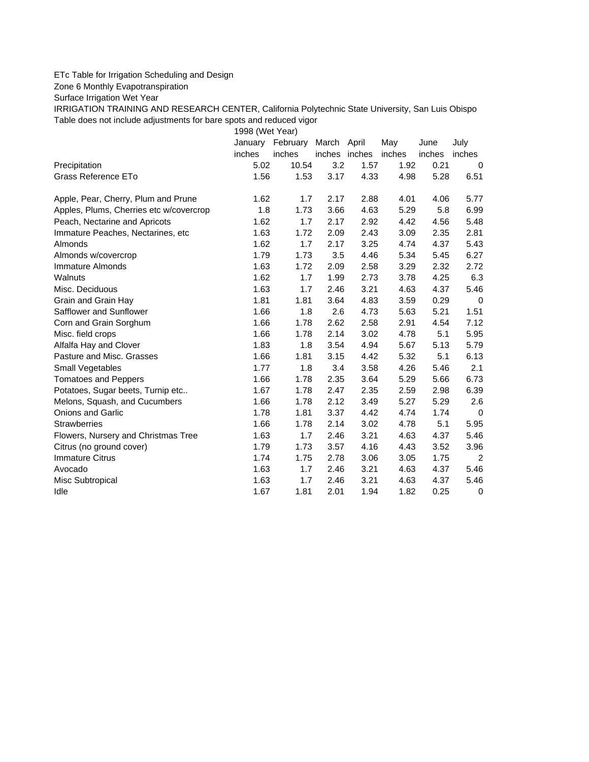ETc Table for Irrigation Scheduling and Design

Zone 6 Monthly Evapotranspiration

Surface Irrigation Wet Year

IRRIGATION TRAINING AND RESEARCH CENTER, California Polytechnic State University, San Luis Obispo

Table does not include adjustments for bare spots and reduced vigor

| | 1998 (Wet Year) | | | | | | |
|---|---|---|---|---|---|---|---|
| | January | February | March | April | May | June | July |
| | inches | inches | inches | inches | inches | inches | inches |
| Precipitation | 5.02 | 10.54 | 3.2 | 1.57 | 1.92 | 0.21 | 0 |
| Grass Reference ETo | 1.56 | 1.53 | 3.17 | 4.33 | 4.98 | 5.28 | 6.51 |
| | | | | | | | |
| Apple, Pear, Cherry, Plum and Prune | 1.62 | 1.7 | 2.17 | 2.88 | 4.01 | 4.06 | 5.77 |
| Apples, Plums, Cherries etc w/covercrop | 1.8 | 1.73 | 3.66 | 4.63 | 5.29 | 5.8 | 6.99 |
| Peach, Nectarine and Apricots | 1.62 | 1.7 | 2.17 | 2.92 | 4.42 | 4.56 | 5.48 |
| Immature Peaches, Nectarines, etc | 1.63 | 1.72 | 2.09 | 2.43 | 3.09 | 2.35 | 2.81 |
| Almonds | 1.62 | 1.7 | 2.17 | 3.25 | 4.74 | 4.37 | 5.43 |
| Almonds w/covercrop | 1.79 | 1.73 | 3.5 | 4.46 | 5.34 | 5.45 | 6.27 |
| Immature Almonds | 1.63 | 1.72 | 2.09 | 2.58 | 3.29 | 2.32 | 2.72 |
| Walnuts | 1.62 | 1.7 | 1.99 | 2.73 | 3.78 | 4.25 | 6.3 |
| Misc. Deciduous | 1.63 | 1.7 | 2.46 | 3.21 | 4.63 | 4.37 | 5.46 |
| Grain and Grain Hay | 1.81 | 1.81 | 3.64 | 4.83 | 3.59 | 0.29 | 0 |
| Safflower and Sunflower | 1.66 | 1.8 | 2.6 | 4.73 | 5.63 | 5.21 | 1.51 |
| Corn and Grain Sorghum | 1.66 | 1.78 | 2.62 | 2.58 | 2.91 | 4.54 | 7.12 |
| Misc. field crops | 1.66 | 1.78 | 2.14 | 3.02 | 4.78 | 5.1 | 5.95 |
| Alfalfa Hay and Clover | 1.83 | 1.8 | 3.54 | 4.94 | 5.67 | 5.13 | 5.79 |
| Pasture and Misc. Grasses | 1.66 | 1.81 | 3.15 | 4.42 | 5.32 | 5.1 | 6.13 |
| Small Vegetables | 1.77 | 1.8 | 3.4 | 3.58 | 4.26 | 5.46 | 2.1 |
| Tomatoes and Peppers | 1.66 | 1.78 | 2.35 | 3.64 | 5.29 | 5.66 | 6.73 |
| Potatoes, Sugar beets, Turnip etc.. | 1.67 | 1.78 | 2.47 | 2.35 | 2.59 | 2.98 | 6.39 |
| Melons, Squash, and Cucumbers | 1.66 | 1.78 | 2.12 | 3.49 | 5.27 | 5.29 | 2.6 |
| Onions and Garlic | 1.78 | 1.81 | 3.37 | 4.42 | 4.74 | 1.74 | 0 |
| Strawberries | 1.66 | 1.78 | 2.14 | 3.02 | 4.78 | 5.1 | 5.95 |
| Flowers, Nursery and Christmas Tree | 1.63 | 1.7 | 2.46 | 3.21 | 4.63 | 4.37 | 5.46 |
| Citrus (no ground cover) | 1.79 | 1.73 | 3.57 | 4.16 | 4.43 | 3.52 | 3.96 |
| Immature Citrus | 1.74 | 1.75 | 2.78 | 3.06 | 3.05 | 1.75 | 2 |
| Avocado | 1.63 | 1.7 | 2.46 | 3.21 | 4.63 | 4.37 | 5.46 |
| Misc Subtropical | 1.63 | 1.7 | 2.46 | 3.21 | 4.63 | 4.37 | 5.46 |
| Idle | 1.67 | 1.81 | 2.01 | 1.94 | 1.82 | 0.25 | 0 |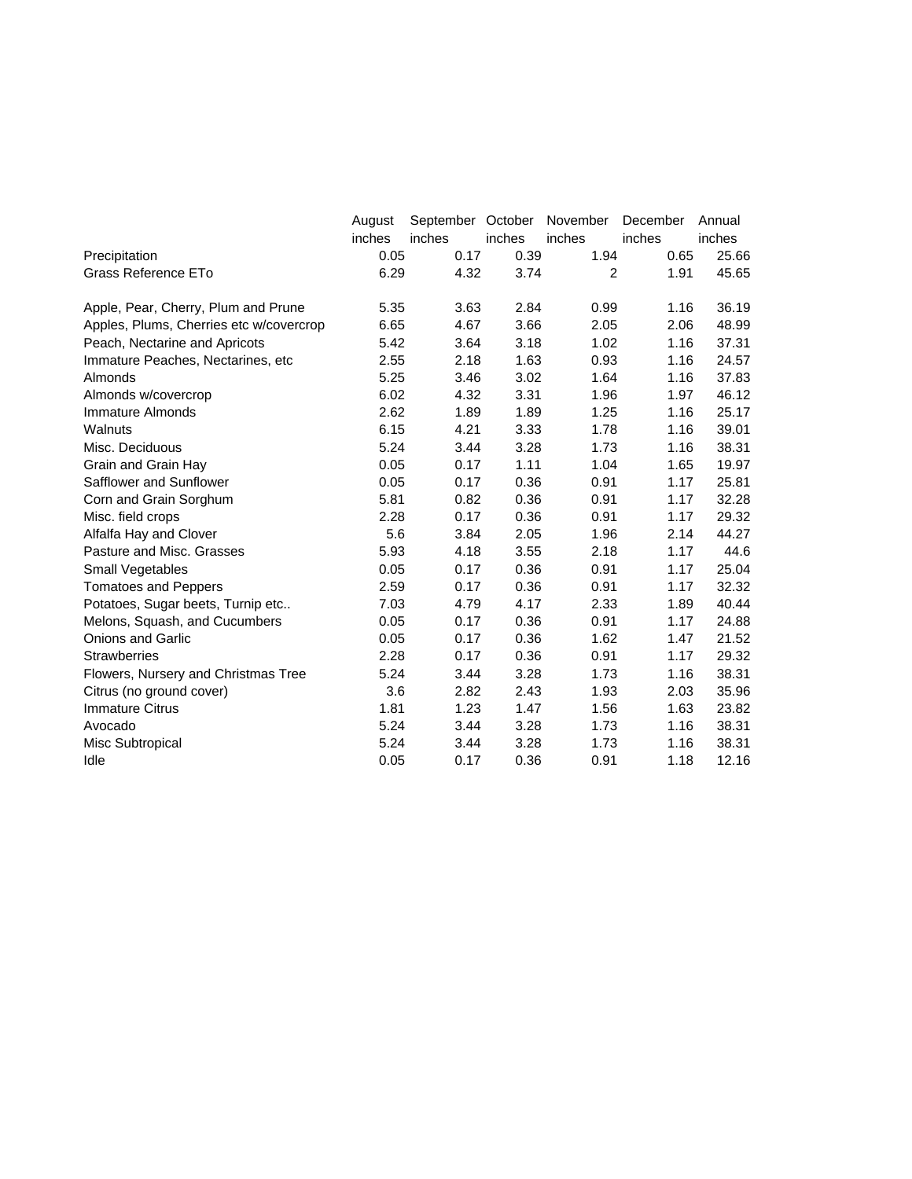| | August inches | September inches | October inches | November inches | December inches | Annual inches |
|---|---|---|---|---|---|---|
| Precipitation | 0.05 | 0.17 | 0.39 | 1.94 | 0.65 | 25.66 |
| Grass Reference ETo | 6.29 | 4.32 | 3.74 | 2 | 1.91 | 45.65 |
| | | | | | | |
| Apple, Pear, Cherry, Plum and Prune | 5.35 | 3.63 | 2.84 | 0.99 | 1.16 | 36.19 |
| Apples, Plums, Cherries etc w/covercrop | 6.65 | 4.67 | 3.66 | 2.05 | 2.06 | 48.99 |
| Peach, Nectarine and Apricots | 5.42 | 3.64 | 3.18 | 1.02 | 1.16 | 37.31 |
| Immature Peaches, Nectarines, etc | 2.55 | 2.18 | 1.63 | 0.93 | 1.16 | 24.57 |
| Almonds | 5.25 | 3.46 | 3.02 | 1.64 | 1.16 | 37.83 |
| Almonds w/covercrop | 6.02 | 4.32 | 3.31 | 1.96 | 1.97 | 46.12 |
| Immature Almonds | 2.62 | 1.89 | 1.89 | 1.25 | 1.16 | 25.17 |
| Walnuts | 6.15 | 4.21 | 3.33 | 1.78 | 1.16 | 39.01 |
| Misc. Deciduous | 5.24 | 3.44 | 3.28 | 1.73 | 1.16 | 38.31 |
| Grain and Grain Hay | 0.05 | 0.17 | 1.11 | 1.04 | 1.65 | 19.97 |
| Safflower and Sunflower | 0.05 | 0.17 | 0.36 | 0.91 | 1.17 | 25.81 |
| Corn and Grain Sorghum | 5.81 | 0.82 | 0.36 | 0.91 | 1.17 | 32.28 |
| Misc. field crops | 2.28 | 0.17 | 0.36 | 0.91 | 1.17 | 29.32 |
| Alfalfa Hay and Clover | 5.6 | 3.84 | 2.05 | 1.96 | 2.14 | 44.27 |
| Pasture and Misc. Grasses | 5.93 | 4.18 | 3.55 | 2.18 | 1.17 | 44.6 |
| Small Vegetables | 0.05 | 0.17 | 0.36 | 0.91 | 1.17 | 25.04 |
| Tomatoes and Peppers | 2.59 | 0.17 | 0.36 | 0.91 | 1.17 | 32.32 |
| Potatoes, Sugar beets, Turnip etc.. | 7.03 | 4.79 | 4.17 | 2.33 | 1.89 | 40.44 |
| Melons, Squash, and Cucumbers | 0.05 | 0.17 | 0.36 | 0.91 | 1.17 | 24.88 |
| Onions and Garlic | 0.05 | 0.17 | 0.36 | 1.62 | 1.47 | 21.52 |
| Strawberries | 2.28 | 0.17 | 0.36 | 0.91 | 1.17 | 29.32 |
| Flowers, Nursery and Christmas Tree | 5.24 | 3.44 | 3.28 | 1.73 | 1.16 | 38.31 |
| Citrus (no ground cover) | 3.6 | 2.82 | 2.43 | 1.93 | 2.03 | 35.96 |
| Immature Citrus | 1.81 | 1.23 | 1.47 | 1.56 | 1.63 | 23.82 |
| Avocado | 5.24 | 3.44 | 3.28 | 1.73 | 1.16 | 38.31 |
| Misc Subtropical | 5.24 | 3.44 | 3.28 | 1.73 | 1.16 | 38.31 |
| Idle | 0.05 | 0.17 | 0.36 | 0.91 | 1.18 | 12.16 |